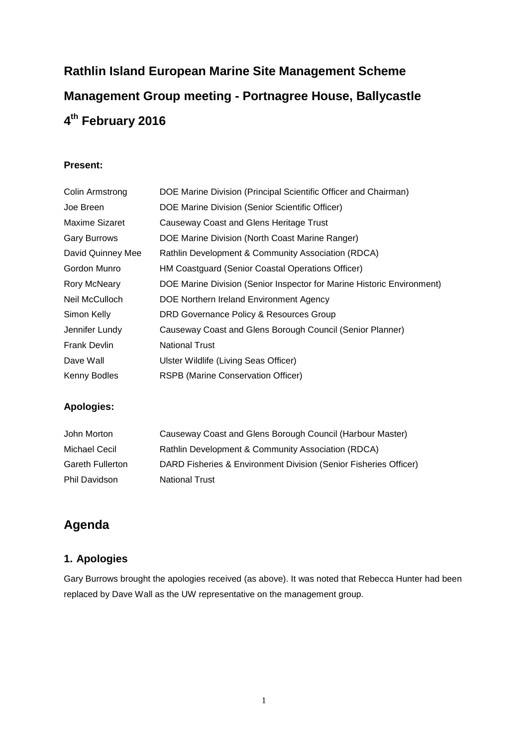# Rathlin Island European Marine Site Management Scheme

# Management Group meeting - Portnagree House, Ballycastle

# 4th February 2016

**Present:**

| | |
|---|---|
| Colin Armstrong | DOE Marine Division (Principal Scientific Officer and Chairman) |
| Joe Breen | DOE Marine Division (Senior Scientific Officer) |
| Maxime Sizaret | Causeway Coast and Glens Heritage Trust |
| Gary Burrows | DOE Marine Division (North Coast Marine Ranger) |
| David Quinney Mee | Rathlin Development & Community Association (RDCA) |
| Gordon Munro | HM Coastguard (Senior Coastal Operations Officer) |
| Rory McNeary | DOE Marine Division (Senior Inspector for Marine Historic Environment) |
| Neil McCulloch | DOE Northern Ireland Environment Agency |
| Simon Kelly | DRD Governance Policy & Resources Group |
| Jennifer Lundy | Causeway Coast and Glens Borough Council (Senior Planner) |
| Frank Devlin | National Trust |
| Dave Wall | Ulster Wildlife (Living Seas Officer) |
| Kenny Bodles | RSPB (Marine Conservation Officer) |

**Apologies:**

| | |
|---|---|
| John Morton | Causeway Coast and Glens Borough Council (Harbour Master) |
| Michael Cecil | Rathlin Development & Community Association (RDCA) |
| Gareth Fullerton | DARD Fisheries & Environment Division (Senior Fisheries Officer) |
| Phil Davidson | National Trust |

## Agenda

### 1. Apologies

Gary Burrows brought the apologies received (as above). It was noted that Rebecca Hunter had been replaced by Dave Wall as the UW representative on the management group.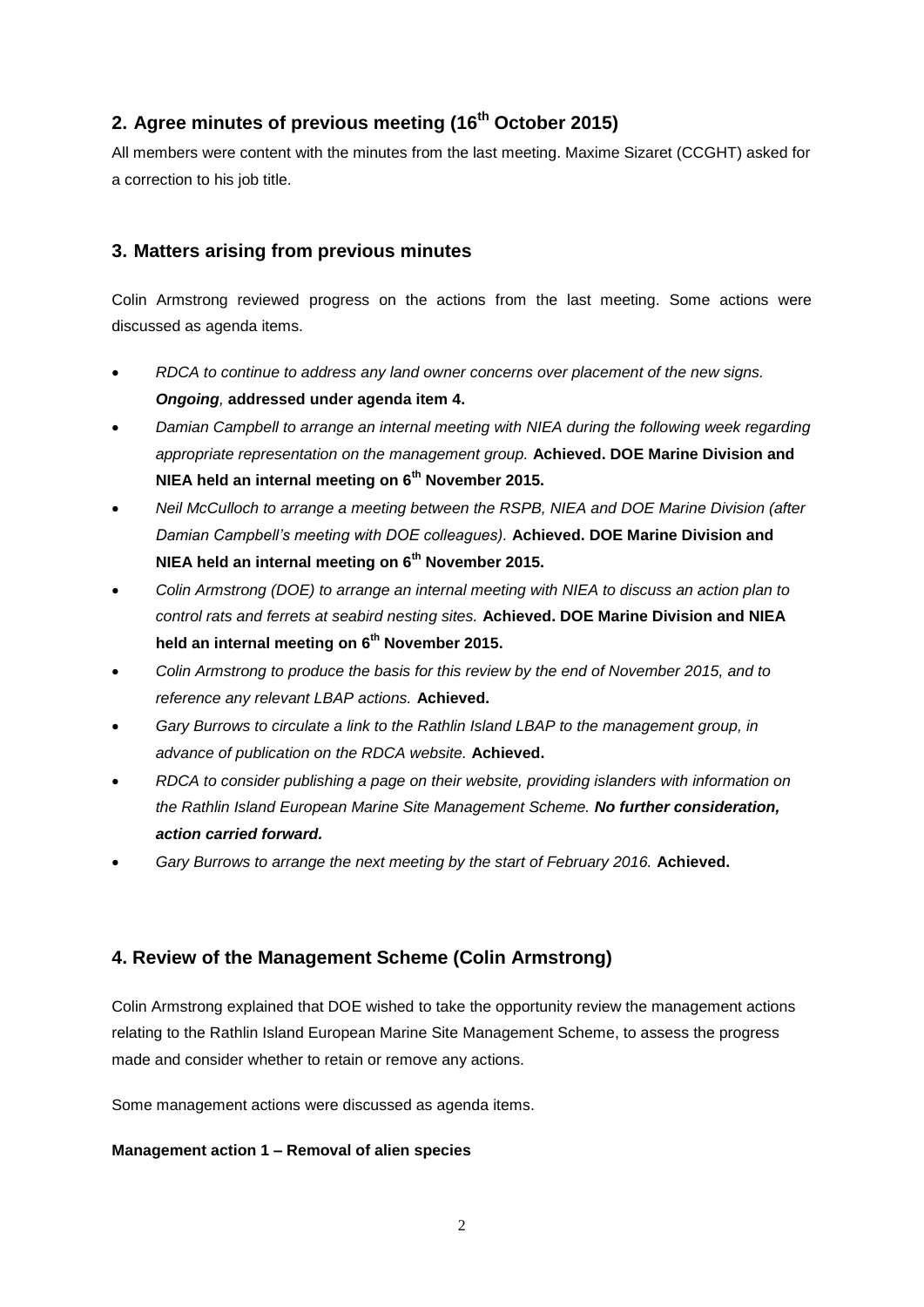## 2. Agree minutes of previous meeting (16th October 2015)

All members were content with the minutes from the last meeting. Maxime Sizaret (CCGHT) asked for a correction to his job title.

## 3. Matters arising from previous minutes

Colin Armstrong reviewed progress on the actions from the last meeting. Some actions were discussed as agenda items.

- *RDCA to continue to address any land owner concerns over placement of the new signs.* ***Ongoing*****, addressed under agenda item 4.**
- *Damian Campbell to arrange an internal meeting with NIEA during the following week regarding appropriate representation on the management group.* **Achieved. DOE Marine Division and NIEA held an internal meeting on 6th November 2015.**
- *Neil McCulloch to arrange a meeting between the RSPB, NIEA and DOE Marine Division (after Damian Campbell's meeting with DOE colleagues).* **Achieved. DOE Marine Division and NIEA held an internal meeting on 6th November 2015.**
- *Colin Armstrong (DOE) to arrange an internal meeting with NIEA to discuss an action plan to control rats and ferrets at seabird nesting sites.* **Achieved. DOE Marine Division and NIEA held an internal meeting on 6th November 2015.**
- *Colin Armstrong to produce the basis for this review by the end of November 2015, and to reference any relevant LBAP actions.* **Achieved.**
- *Gary Burrows to circulate a link to the Rathlin Island LBAP to the management group, in advance of publication on the RDCA website.* **Achieved.**
- *RDCA to consider publishing a page on their website, providing islanders with information on the Rathlin Island European Marine Site Management Scheme.* ***No further consideration, action carried forward.***
- *Gary Burrows to arrange the next meeting by the start of February 2016.* **Achieved.**

## 4. Review of the Management Scheme (Colin Armstrong)

Colin Armstrong explained that DOE wished to take the opportunity review the management actions relating to the Rathlin Island European Marine Site Management Scheme, to assess the progress made and consider whether to retain or remove any actions.

Some management actions were discussed as agenda items.

**Management action 1 – Removal of alien species**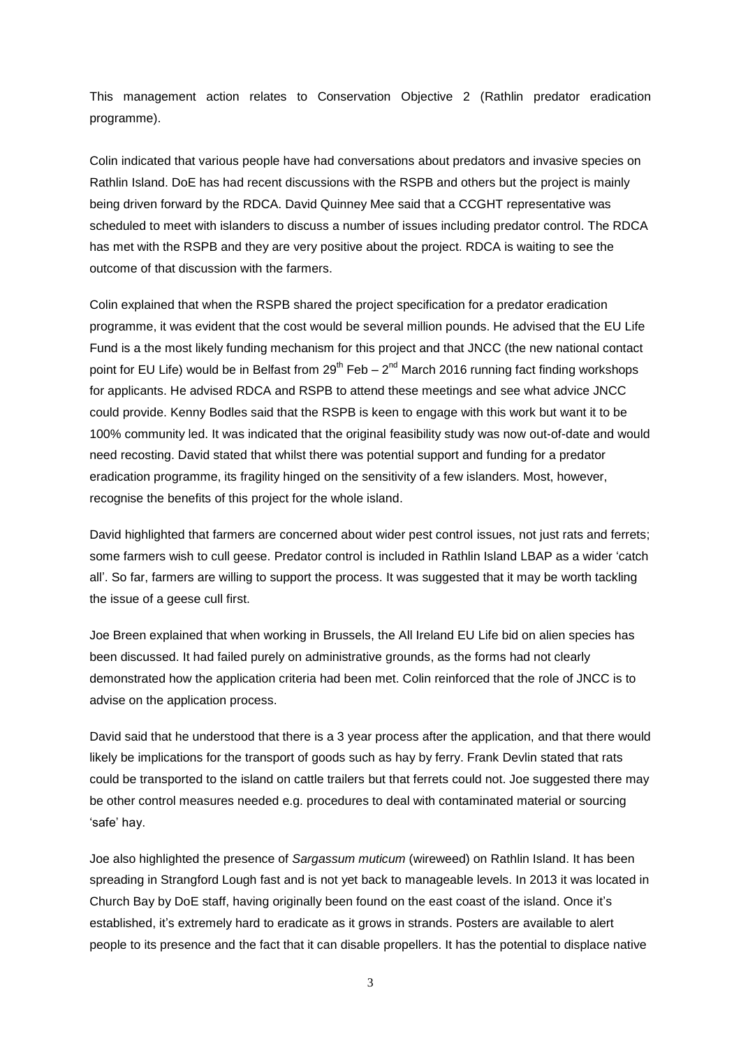This management action relates to Conservation Objective 2 (Rathlin predator eradication programme).

Colin indicated that various people have had conversations about predators and invasive species on Rathlin Island. DoE has had recent discussions with the RSPB and others but the project is mainly being driven forward by the RDCA. David Quinney Mee said that a CCGHT representative was scheduled to meet with islanders to discuss a number of issues including predator control. The RDCA has met with the RSPB and they are very positive about the project. RDCA is waiting to see the outcome of that discussion with the farmers.

Colin explained that when the RSPB shared the project specification for a predator eradication programme, it was evident that the cost would be several million pounds. He advised that the EU Life Fund is a the most likely funding mechanism for this project and that JNCC (the new national contact point for EU Life) would be in Belfast from 29th Feb – 2nd March 2016 running fact finding workshops for applicants. He advised RDCA and RSPB to attend these meetings and see what advice JNCC could provide. Kenny Bodles said that the RSPB is keen to engage with this work but want it to be 100% community led. It was indicated that the original feasibility study was now out-of-date and would need recosting. David stated that whilst there was potential support and funding for a predator eradication programme, its fragility hinged on the sensitivity of a few islanders. Most, however, recognise the benefits of this project for the whole island.

David highlighted that farmers are concerned about wider pest control issues, not just rats and ferrets; some farmers wish to cull geese. Predator control is included in Rathlin Island LBAP as a wider 'catch all'. So far, farmers are willing to support the process. It was suggested that it may be worth tackling the issue of a geese cull first.

Joe Breen explained that when working in Brussels, the All Ireland EU Life bid on alien species has been discussed. It had failed purely on administrative grounds, as the forms had not clearly demonstrated how the application criteria had been met. Colin reinforced that the role of JNCC is to advise on the application process.

David said that he understood that there is a 3 year process after the application, and that there would likely be implications for the transport of goods such as hay by ferry. Frank Devlin stated that rats could be transported to the island on cattle trailers but that ferrets could not. Joe suggested there may be other control measures needed e.g. procedures to deal with contaminated material or sourcing 'safe' hay.

Joe also highlighted the presence of *Sargassum muticum* (wireweed) on Rathlin Island. It has been spreading in Strangford Lough fast and is not yet back to manageable levels. In 2013 it was located in Church Bay by DoE staff, having originally been found on the east coast of the island. Once it's established, it's extremely hard to eradicate as it grows in strands. Posters are available to alert people to its presence and the fact that it can disable propellers. It has the potential to displace native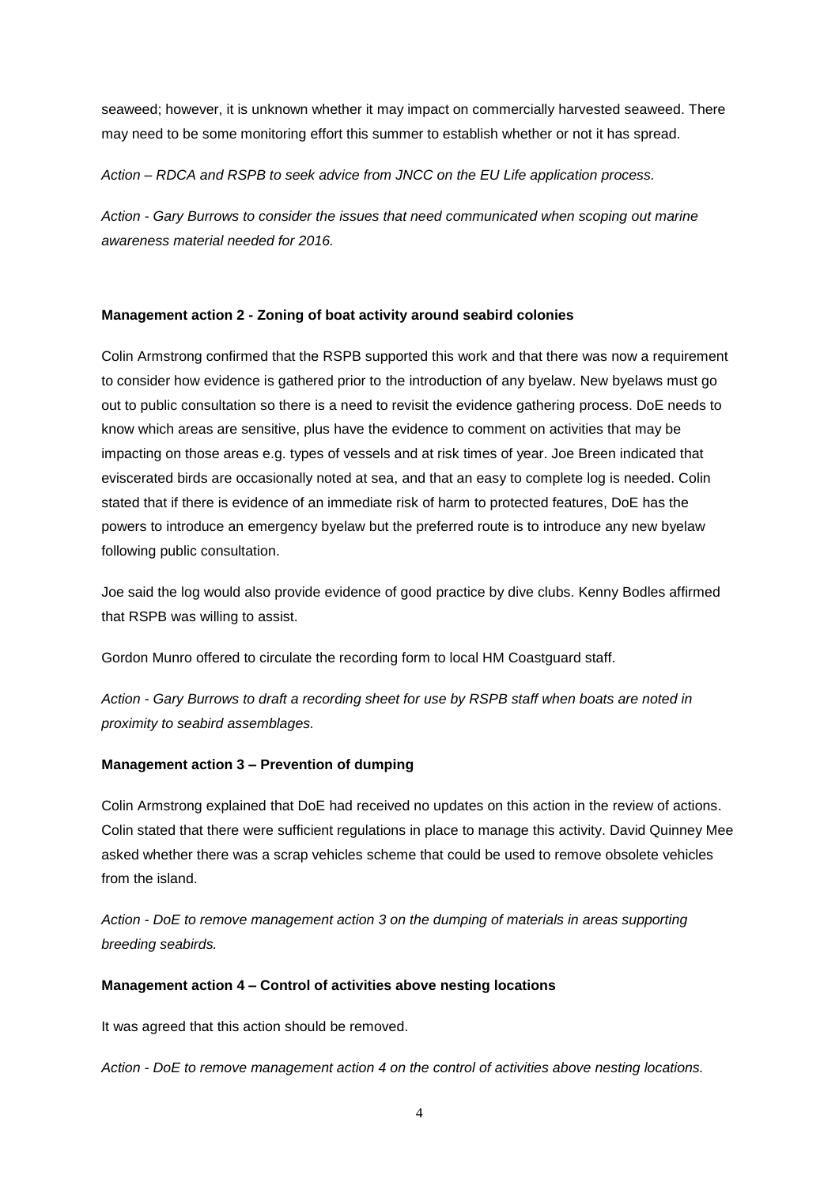seaweed; however, it is unknown whether it may impact on commercially harvested seaweed. There may need to be some monitoring effort this summer to establish whether or not it has spread.

*Action – RDCA and RSPB to seek advice from JNCC on the EU Life application process.*

*Action - Gary Burrows to consider the issues that need communicated when scoping out marine awareness material needed for 2016.*

**Management action 2 - Zoning of boat activity around seabird colonies**

Colin Armstrong confirmed that the RSPB supported this work and that there was now a requirement to consider how evidence is gathered prior to the introduction of any byelaw. New byelaws must go out to public consultation so there is a need to revisit the evidence gathering process. DoE needs to know which areas are sensitive, plus have the evidence to comment on activities that may be impacting on those areas e.g. types of vessels and at risk times of year. Joe Breen indicated that eviscerated birds are occasionally noted at sea, and that an easy to complete log is needed. Colin stated that if there is evidence of an immediate risk of harm to protected features, DoE has the powers to introduce an emergency byelaw but the preferred route is to introduce any new byelaw following public consultation.

Joe said the log would also provide evidence of good practice by dive clubs. Kenny Bodles affirmed that RSPB was willing to assist.

Gordon Munro offered to circulate the recording form to local HM Coastguard staff.

*Action - Gary Burrows to draft a recording sheet for use by RSPB staff when boats are noted in proximity to seabird assemblages.*

**Management action 3 – Prevention of dumping**

Colin Armstrong explained that DoE had received no updates on this action in the review of actions. Colin stated that there were sufficient regulations in place to manage this activity. David Quinney Mee asked whether there was a scrap vehicles scheme that could be used to remove obsolete vehicles from the island.

*Action - DoE to remove management action 3 on the dumping of materials in areas supporting breeding seabirds.*

**Management action 4 – Control of activities above nesting locations**

It was agreed that this action should be removed.

*Action - DoE to remove management action 4 on the control of activities above nesting locations.*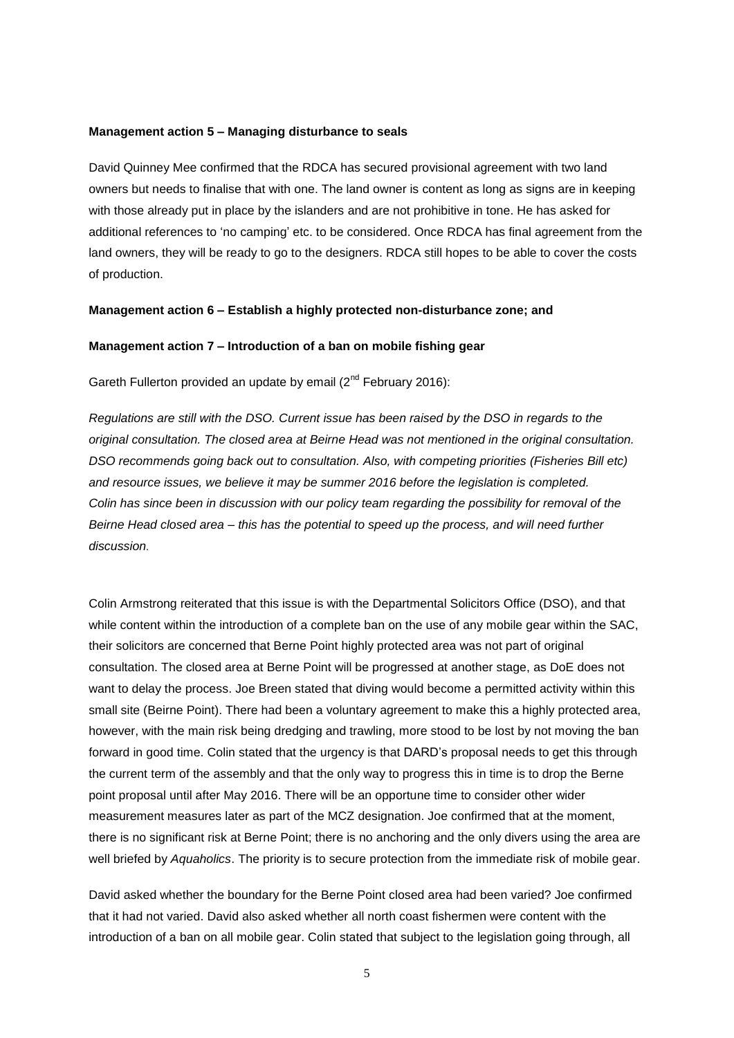**Management action 5 – Managing disturbance to seals**

David Quinney Mee confirmed that the RDCA has secured provisional agreement with two land owners but needs to finalise that with one. The land owner is content as long as signs are in keeping with those already put in place by the islanders and are not prohibitive in tone. He has asked for additional references to 'no camping' etc. to be considered. Once RDCA has final agreement from the land owners, they will be ready to go to the designers. RDCA still hopes to be able to cover the costs of production.

**Management action 6 – Establish a highly protected non-disturbance zone; and**

**Management action 7 – Introduction of a ban on mobile fishing gear**

Gareth Fullerton provided an update by email (2nd February 2016):

*Regulations are still with the DSO. Current issue has been raised by the DSO in regards to the original consultation. The closed area at Beirne Head was not mentioned in the original consultation. DSO recommends going back out to consultation. Also, with competing priorities (Fisheries Bill etc) and resource issues, we believe it may be summer 2016 before the legislation is completed. Colin has since been in discussion with our policy team regarding the possibility for removal of the Beirne Head closed area – this has the potential to speed up the process, and will need further discussion.*

Colin Armstrong reiterated that this issue is with the Departmental Solicitors Office (DSO), and that while content within the introduction of a complete ban on the use of any mobile gear within the SAC, their solicitors are concerned that Berne Point highly protected area was not part of original consultation. The closed area at Berne Point will be progressed at another stage, as DoE does not want to delay the process. Joe Breen stated that diving would become a permitted activity within this small site (Beirne Point). There had been a voluntary agreement to make this a highly protected area, however, with the main risk being dredging and trawling, more stood to be lost by not moving the ban forward in good time. Colin stated that the urgency is that DARD's proposal needs to get this through the current term of the assembly and that the only way to progress this in time is to drop the Berne point proposal until after May 2016. There will be an opportune time to consider other wider measurement measures later as part of the MCZ designation. Joe confirmed that at the moment, there is no significant risk at Berne Point; there is no anchoring and the only divers using the area are well briefed by *Aquaholics*. The priority is to secure protection from the immediate risk of mobile gear.

David asked whether the boundary for the Berne Point closed area had been varied? Joe confirmed that it had not varied. David also asked whether all north coast fishermen were content with the introduction of a ban on all mobile gear. Colin stated that subject to the legislation going through, all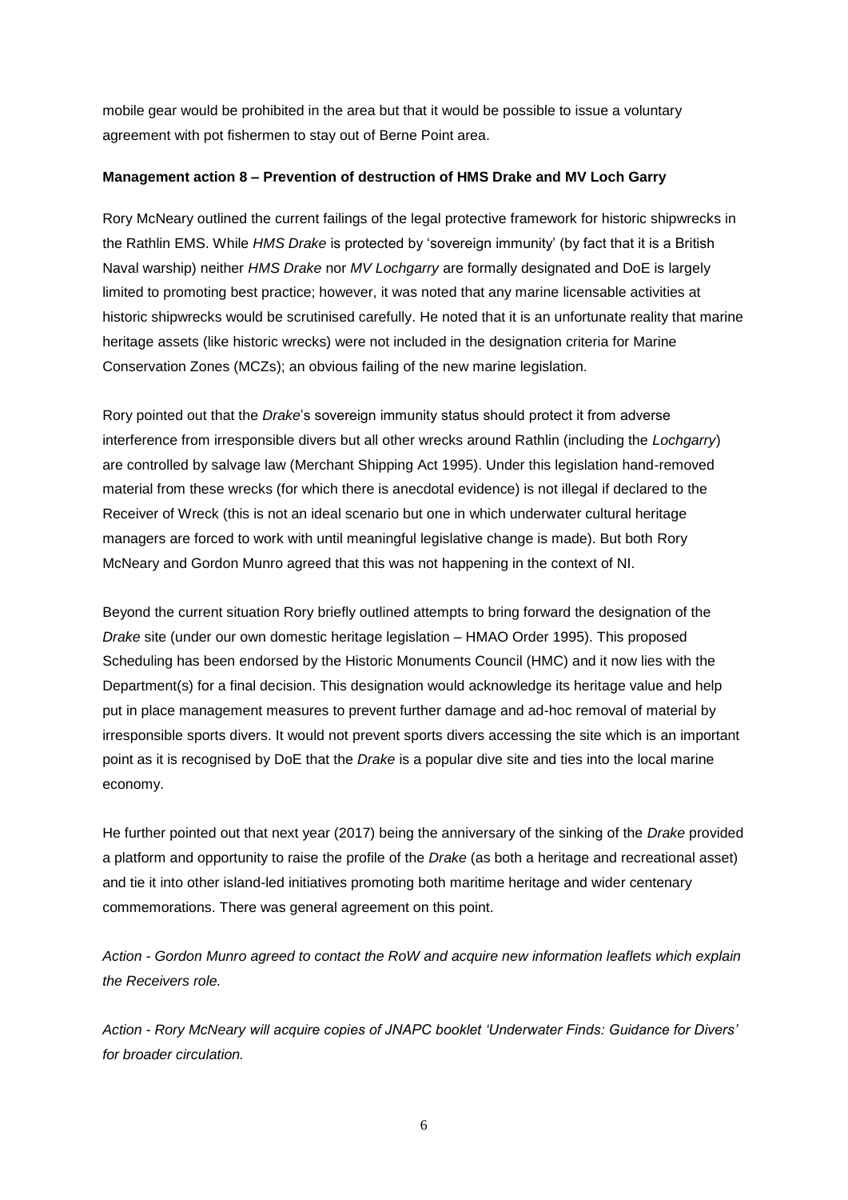mobile gear would be prohibited in the area but that it would be possible to issue a voluntary agreement with pot fishermen to stay out of Berne Point area.

**Management action 8 – Prevention of destruction of HMS Drake and MV Loch Garry**

Rory McNeary outlined the current failings of the legal protective framework for historic shipwrecks in the Rathlin EMS. While *HMS Drake* is protected by 'sovereign immunity' (by fact that it is a British Naval warship) neither *HMS Drake* nor *MV Lochgarry* are formally designated and DoE is largely limited to promoting best practice; however, it was noted that any marine licensable activities at historic shipwrecks would be scrutinised carefully. He noted that it is an unfortunate reality that marine heritage assets (like historic wrecks) were not included in the designation criteria for Marine Conservation Zones (MCZs); an obvious failing of the new marine legislation.

Rory pointed out that the *Drake*'s sovereign immunity status should protect it from adverse interference from irresponsible divers but all other wrecks around Rathlin (including the *Lochgarry*) are controlled by salvage law (Merchant Shipping Act 1995). Under this legislation hand-removed material from these wrecks (for which there is anecdotal evidence) is not illegal if declared to the Receiver of Wreck (this is not an ideal scenario but one in which underwater cultural heritage managers are forced to work with until meaningful legislative change is made). But both Rory McNeary and Gordon Munro agreed that this was not happening in the context of NI.

Beyond the current situation Rory briefly outlined attempts to bring forward the designation of the *Drake* site (under our own domestic heritage legislation – HMAO Order 1995). This proposed Scheduling has been endorsed by the Historic Monuments Council (HMC) and it now lies with the Department(s) for a final decision. This designation would acknowledge its heritage value and help put in place management measures to prevent further damage and ad-hoc removal of material by irresponsible sports divers. It would not prevent sports divers accessing the site which is an important point as it is recognised by DoE that the *Drake* is a popular dive site and ties into the local marine economy.

He further pointed out that next year (2017) being the anniversary of the sinking of the *Drake* provided a platform and opportunity to raise the profile of the *Drake* (as both a heritage and recreational asset) and tie it into other island-led initiatives promoting both maritime heritage and wider centenary commemorations. There was general agreement on this point.

*Action - Gordon Munro agreed to contact the RoW and acquire new information leaflets which explain the Receivers role.*

*Action - Rory McNeary will acquire copies of JNAPC booklet 'Underwater Finds: Guidance for Divers' for broader circulation.*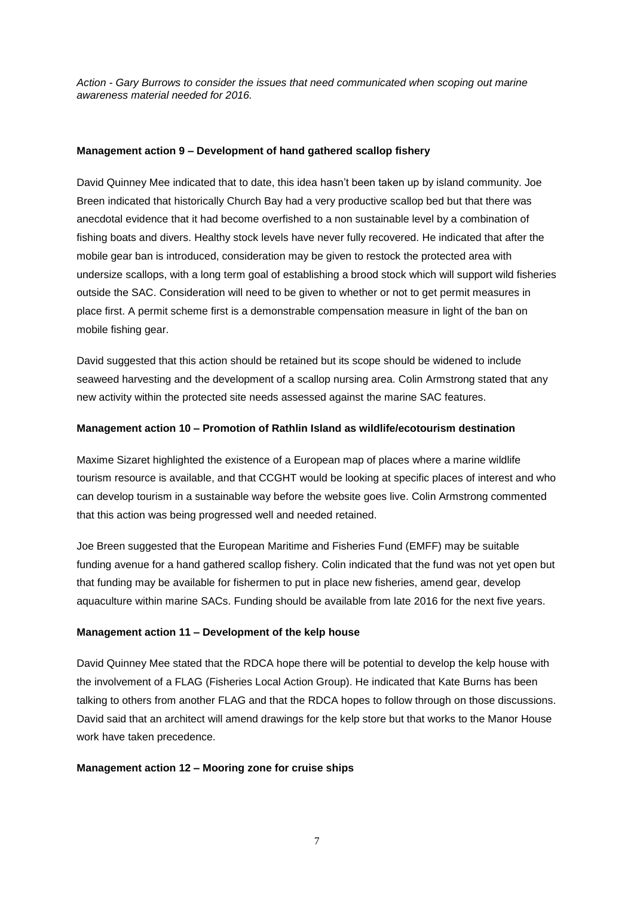*Action - Gary Burrows to consider the issues that need communicated when scoping out marine awareness material needed for 2016.*

**Management action 9 – Development of hand gathered scallop fishery**

David Quinney Mee indicated that to date, this idea hasn't been taken up by island community. Joe Breen indicated that historically Church Bay had a very productive scallop bed but that there was anecdotal evidence that it had become overfished to a non sustainable level by a combination of fishing boats and divers. Healthy stock levels have never fully recovered. He indicated that after the mobile gear ban is introduced, consideration may be given to restock the protected area with undersize scallops, with a long term goal of establishing a brood stock which will support wild fisheries outside the SAC. Consideration will need to be given to whether or not to get permit measures in place first. A permit scheme first is a demonstrable compensation measure in light of the ban on mobile fishing gear.

David suggested that this action should be retained but its scope should be widened to include seaweed harvesting and the development of a scallop nursing area. Colin Armstrong stated that any new activity within the protected site needs assessed against the marine SAC features.

**Management action 10 – Promotion of Rathlin Island as wildlife/ecotourism destination**

Maxime Sizaret highlighted the existence of a European map of places where a marine wildlife tourism resource is available, and that CCGHT would be looking at specific places of interest and who can develop tourism in a sustainable way before the website goes live. Colin Armstrong commented that this action was being progressed well and needed retained.

Joe Breen suggested that the European Maritime and Fisheries Fund (EMFF) may be suitable funding avenue for a hand gathered scallop fishery. Colin indicated that the fund was not yet open but that funding may be available for fishermen to put in place new fisheries, amend gear, develop aquaculture within marine SACs. Funding should be available from late 2016 for the next five years.

**Management action 11 – Development of the kelp house**

David Quinney Mee stated that the RDCA hope there will be potential to develop the kelp house with the involvement of a FLAG (Fisheries Local Action Group). He indicated that Kate Burns has been talking to others from another FLAG and that the RDCA hopes to follow through on those discussions. David said that an architect will amend drawings for the kelp store but that works to the Manor House work have taken precedence.

**Management action 12 – Mooring zone for cruise ships**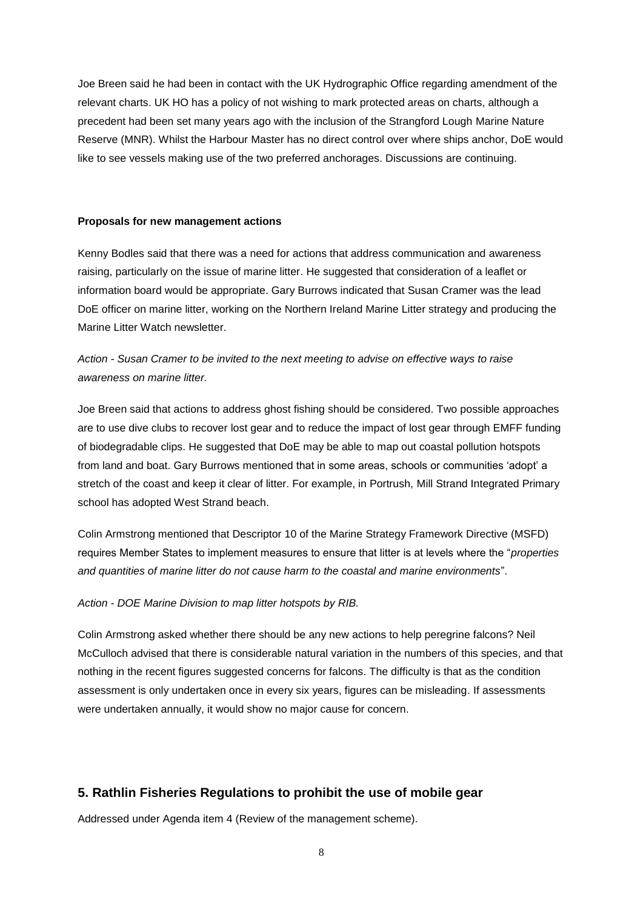Joe Breen said he had been in contact with the UK Hydrographic Office regarding amendment of the relevant charts. UK HO has a policy of not wishing to mark protected areas on charts, although a precedent had been set many years ago with the inclusion of the Strangford Lough Marine Nature Reserve (MNR). Whilst the Harbour Master has no direct control over where ships anchor, DoE would like to see vessels making use of the two preferred anchorages. Discussions are continuing.

**Proposals for new management actions**

Kenny Bodles said that there was a need for actions that address communication and awareness raising, particularly on the issue of marine litter. He suggested that consideration of a leaflet or information board would be appropriate. Gary Burrows indicated that Susan Cramer was the lead DoE officer on marine litter, working on the Northern Ireland Marine Litter strategy and producing the Marine Litter Watch newsletter.

*Action - Susan Cramer to be invited to the next meeting to advise on effective ways to raise awareness on marine litter.*

Joe Breen said that actions to address ghost fishing should be considered. Two possible approaches are to use dive clubs to recover lost gear and to reduce the impact of lost gear through EMFF funding of biodegradable clips. He suggested that DoE may be able to map out coastal pollution hotspots from land and boat. Gary Burrows mentioned that in some areas, schools or communities 'adopt' a stretch of the coast and keep it clear of litter. For example, in Portrush, Mill Strand Integrated Primary school has adopted West Strand beach.

Colin Armstrong mentioned that Descriptor 10 of the Marine Strategy Framework Directive (MSFD) requires Member States to implement measures to ensure that litter is at levels where the "*properties and quantities of marine litter do not cause harm to the coastal and marine environments*".

*Action - DOE Marine Division to map litter hotspots by RIB.*

Colin Armstrong asked whether there should be any new actions to help peregrine falcons? Neil McCulloch advised that there is considerable natural variation in the numbers of this species, and that nothing in the recent figures suggested concerns for falcons. The difficulty is that as the condition assessment is only undertaken once in every six years, figures can be misleading. If assessments were undertaken annually, it would show no major cause for concern.

## 5. Rathlin Fisheries Regulations to prohibit the use of mobile gear

Addressed under Agenda item 4 (Review of the management scheme).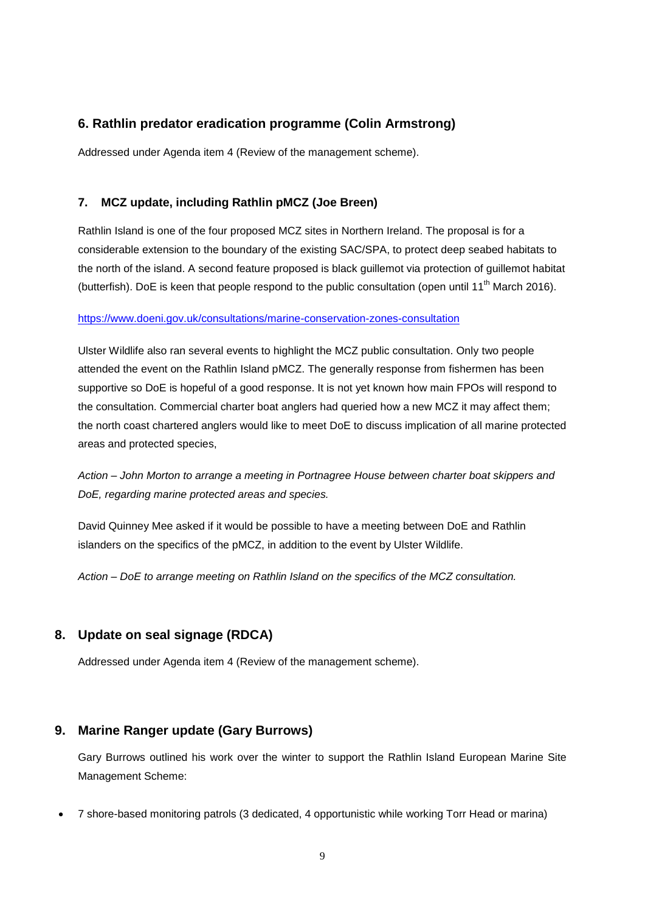## 6. Rathlin predator eradication programme (Colin Armstrong)

Addressed under Agenda item 4 (Review of the management scheme).

## 7. MCZ update, including Rathlin pMCZ (Joe Breen)

Rathlin Island is one of the four proposed MCZ sites in Northern Ireland. The proposal is for a considerable extension to the boundary of the existing SAC/SPA, to protect deep seabed habitats to the north of the island. A second feature proposed is black guillemot via protection of guillemot habitat (butterfish). DoE is keen that people respond to the public consultation (open until 11th March 2016).

https://www.doeni.gov.uk/consultations/marine-conservation-zones-consultation

Ulster Wildlife also ran several events to highlight the MCZ public consultation. Only two people attended the event on the Rathlin Island pMCZ. The generally response from fishermen has been supportive so DoE is hopeful of a good response. It is not yet known how main FPOs will respond to the consultation. Commercial charter boat anglers had queried how a new MCZ it may affect them; the north coast chartered anglers would like to meet DoE to discuss implication of all marine protected areas and protected species,

*Action – John Morton to arrange a meeting in Portnagree House between charter boat skippers and DoE, regarding marine protected areas and species.*

David Quinney Mee asked if it would be possible to have a meeting between DoE and Rathlin islanders on the specifics of the pMCZ, in addition to the event by Ulster Wildlife.

*Action – DoE to arrange meeting on Rathlin Island on the specifics of the MCZ consultation.*

## 8. Update on seal signage (RDCA)

Addressed under Agenda item 4 (Review of the management scheme).

## 9. Marine Ranger update (Gary Burrows)

Gary Burrows outlined his work over the winter to support the Rathlin Island European Marine Site Management Scheme:

- 7 shore-based monitoring patrols (3 dedicated, 4 opportunistic while working Torr Head or marina)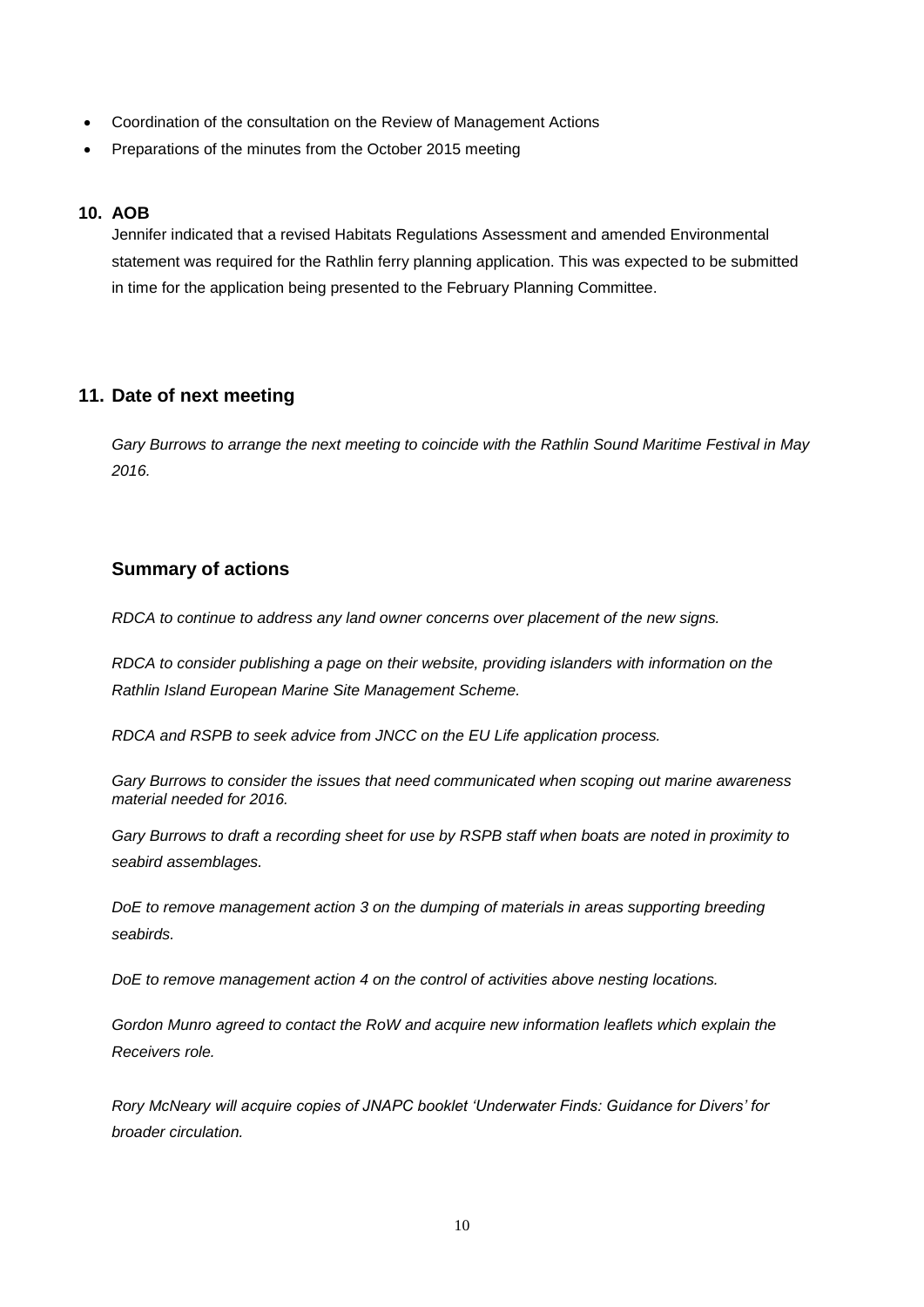- Coordination of the consultation on the Review of Management Actions
- Preparations of the minutes from the October 2015 meeting

## 10. AOB

Jennifer indicated that a revised Habitats Regulations Assessment and amended Environmental statement was required for the Rathlin ferry planning application. This was expected to be submitted in time for the application being presented to the February Planning Committee.

## 11. Date of next meeting

*Gary Burrows to arrange the next meeting to coincide with the Rathlin Sound Maritime Festival in May 2016.*

## Summary of actions

*RDCA to continue to address any land owner concerns over placement of the new signs.*

*RDCA to consider publishing a page on their website, providing islanders with information on the Rathlin Island European Marine Site Management Scheme.*

*RDCA and RSPB to seek advice from JNCC on the EU Life application process.*

*Gary Burrows to consider the issues that need communicated when scoping out marine awareness material needed for 2016.*

*Gary Burrows to draft a recording sheet for use by RSPB staff when boats are noted in proximity to seabird assemblages.*

*DoE to remove management action 3 on the dumping of materials in areas supporting breeding seabirds.*

*DoE to remove management action 4 on the control of activities above nesting locations.*

*Gordon Munro agreed to contact the RoW and acquire new information leaflets which explain the Receivers role.*

*Rory McNeary will acquire copies of JNAPC booklet 'Underwater Finds: Guidance for Divers' for broader circulation.*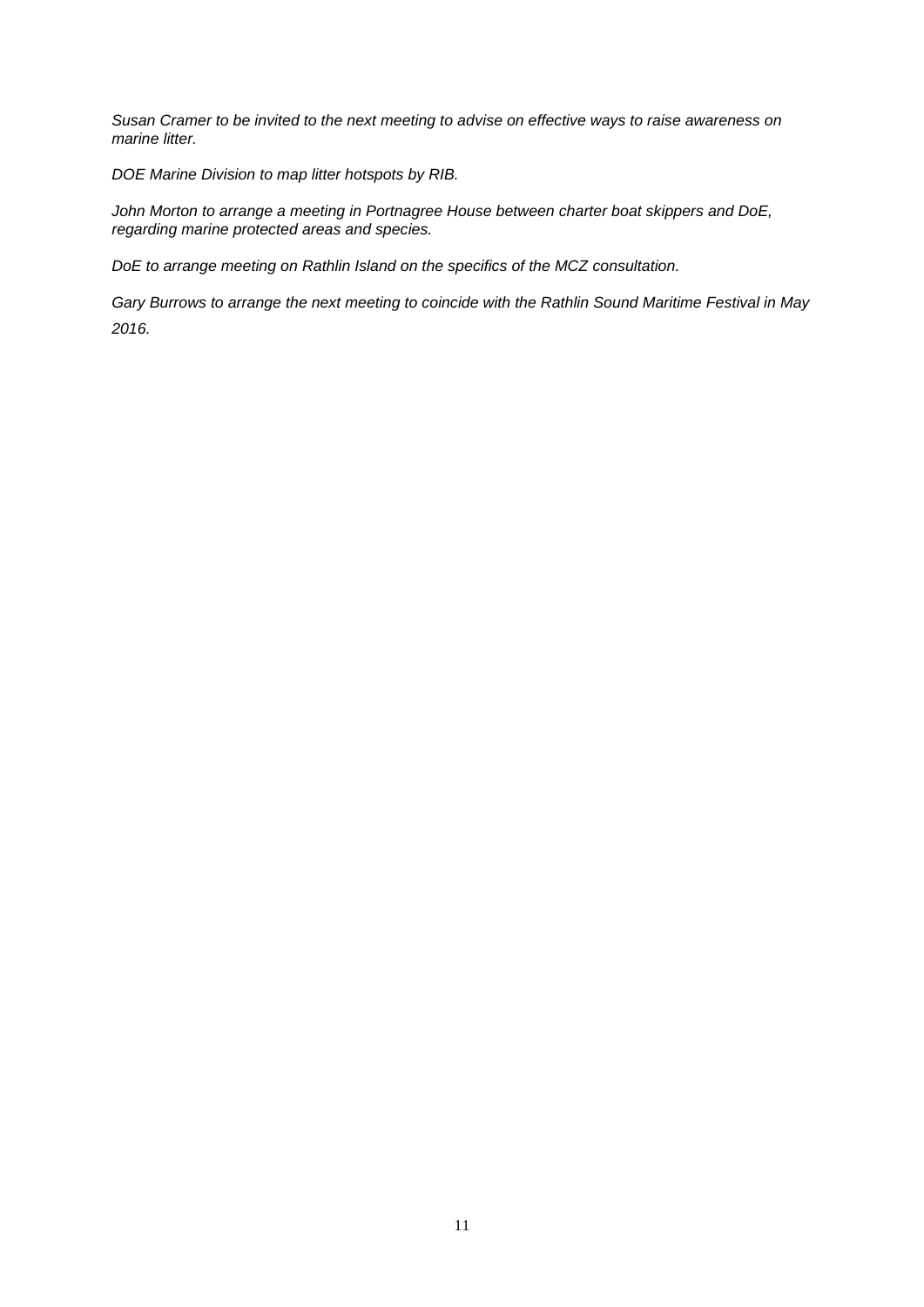*Susan Cramer to be invited to the next meeting to advise on effective ways to raise awareness on marine litter.*

*DOE Marine Division to map litter hotspots by RIB.*

*John Morton to arrange a meeting in Portnagree House between charter boat skippers and DoE, regarding marine protected areas and species.*

*DoE to arrange meeting on Rathlin Island on the specifics of the MCZ consultation.*

*Gary Burrows to arrange the next meeting to coincide with the Rathlin Sound Maritime Festival in May 2016.*